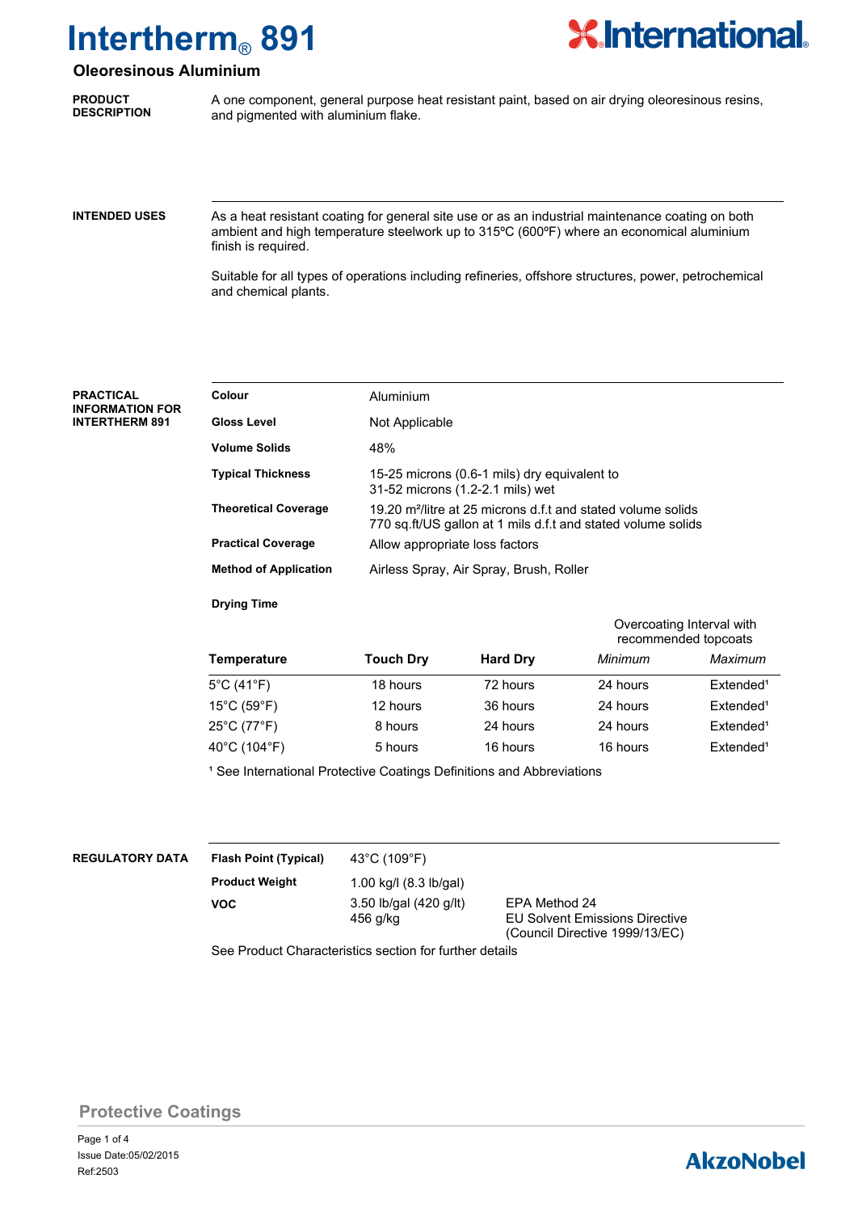# Intertherm® 891

## Oleoresinous Aluminium

**PRODUCT DESCRIPTION**

A one component, general purpose heat resistant paint, based on air drying oleoresinous resins, and pigmented with aluminium flake.

**INTENDED USES**

As a heat resistant coating for general site use or as an industrial maintenance coating on both ambient and high temperature steelwork up to 315ºC (600ºF) where an economical aluminium finish is required.

Suitable for all types of operations including refineries, offshore structures, power, petrochemical and chemical plants.

**PRACTICAL INFORMATION FOR INTERTHERM 891**

| | |
|---|---|
| **Colour** | Aluminium |
| **Gloss Level** | Not Applicable |
| **Volume Solids** | 48% |
| **Typical Thickness** | 15-25 microns (0.6-1 mils) dry equivalent to 31-52 microns (1.2-2.1 mils) wet |
| **Theoretical Coverage** | 19.20 m²/litre at 25 microns d.f.t and stated volume solids<br>770 sq.ft/US gallon at 1 mils d.f.t and stated volume solids |
| **Practical Coverage** | Allow appropriate loss factors |
| **Method of Application** | Airless Spray, Air Spray, Brush, Roller |

**Drying Time**

| | | | Overcoating Interval with recommended topcoats | |
|---|---|---|---|---|
| **Temperature** | **Touch Dry** | **Hard Dry** | *Minimum* | *Maximum* |
| 5°C (41°F) | 18 hours | 72 hours | 24 hours | Extended[1] |
| 15°C (59°F) | 12 hours | 36 hours | 24 hours | Extended[1] |
| 25°C (77°F) | 8 hours | 24 hours | 24 hours | Extended[1] |
| 40°C (104°F) | 5 hours | 16 hours | 16 hours | Extended[1] |

[1] See International Protective Coatings Definitions and Abbreviations

**REGULATORY DATA**

| | | |
|---|---|---|
| **Flash Point (Typical)** | 43°C (109°F) | |
| **Product Weight** | 1.00 kg/l (8.3 lb/gal) | |
| **VOC** | 3.50 lb/gal (420 g/lt)<br>456 g/kg | EPA Method 24<br>EU Solvent Emissions Directive (Council Directive 1999/13/EC) |

See Product Characteristics section for further details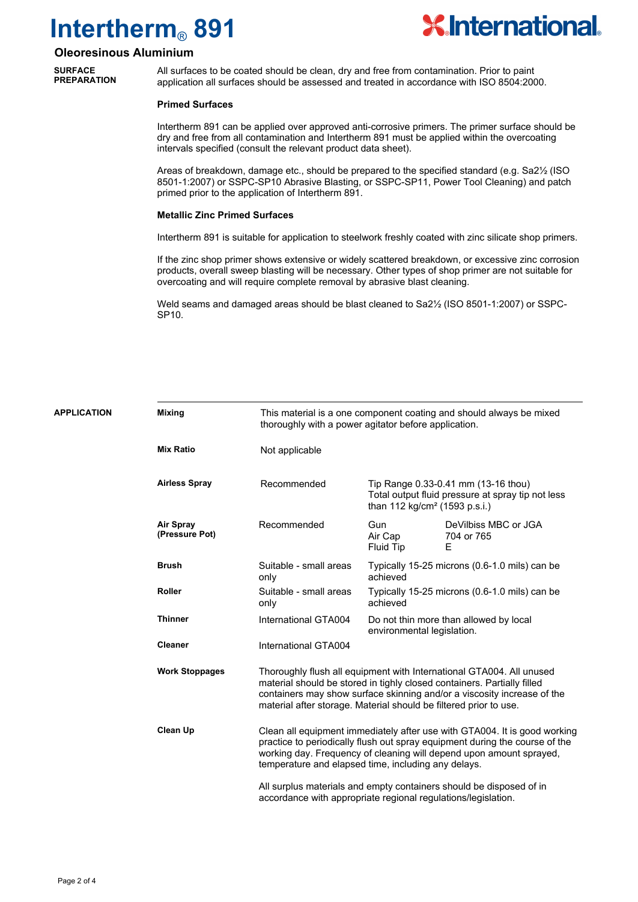# Intertherm® 891

## Oleoresinous Aluminium

### SURFACE PREPARATION

All surfaces to be coated should be clean, dry and free from contamination. Prior to paint application all surfaces should be assessed and treated in accordance with ISO 8504:2000.

**Primed Surfaces**

Intertherm 891 can be applied over approved anti-corrosive primers. The primer surface should be dry and free from all contamination and Intertherm 891 must be applied within the overcoating intervals specified (consult the relevant product data sheet).

Areas of breakdown, damage etc., should be prepared to the specified standard (e.g. Sa2½ (ISO 8501-1:2007) or SSPC-SP10 Abrasive Blasting, or SSPC-SP11, Power Tool Cleaning) and patch primed prior to the application of Intertherm 891.

**Metallic Zinc Primed Surfaces**

Intertherm 891 is suitable for application to steelwork freshly coated with zinc silicate shop primers.

If the zinc shop primer shows extensive or widely scattered breakdown, or excessive zinc corrosion products, overall sweep blasting will be necessary. Other types of shop primer are not suitable for overcoating and will require complete removal by abrasive blast cleaning.

Weld seams and damaged areas should be blast cleaned to Sa2½ (ISO 8501-1:2007) or SSPC-SP10.

### APPLICATION

| | | | |
|---|---|---|---|
| **Mixing** | This material is a one component coating and should always be mixed thoroughly with a power agitator before application. | | |
| **Mix Ratio** | Not applicable | | |
| **Airless Spray** | Recommended | Tip Range 0.33-0.41 mm (13-16 thou) Total output fluid pressure at spray tip not less than 112 kg/cm² (1593 p.s.i.) | |
| **Air Spray (Pressure Pot)** | Recommended | Gun<br>Air Cap<br>Fluid Tip | DeVilbiss MBC or JGA<br>704 or 765<br>E |
| **Brush** | Suitable - small areas only | Typically 15-25 microns (0.6-1.0 mils) can be achieved | |
| **Roller** | Suitable - small areas only | Typically 15-25 microns (0.6-1.0 mils) can be achieved | |
| **Thinner** | International GTA004 | Do not thin more than allowed by local environmental legislation. | |
| **Cleaner** | International GTA004 | | |
| **Work Stoppages** | Thoroughly flush all equipment with International GTA004. All unused material should be stored in tighly closed containers. Partially filled containers may show surface skinning and/or a viscosity increase of the material after storage. Material should be filtered prior to use. | | |
| **Clean Up** | Clean all equipment immediately after use with GTA004. It is good working practice to periodically flush out spray equipment during the course of the working day. Frequency of cleaning will depend upon amount sprayed, temperature and elapsed time, including any delays.<br><br>All surplus materials and empty containers should be disposed of in accordance with appropriate regional regulations/legislation. | | |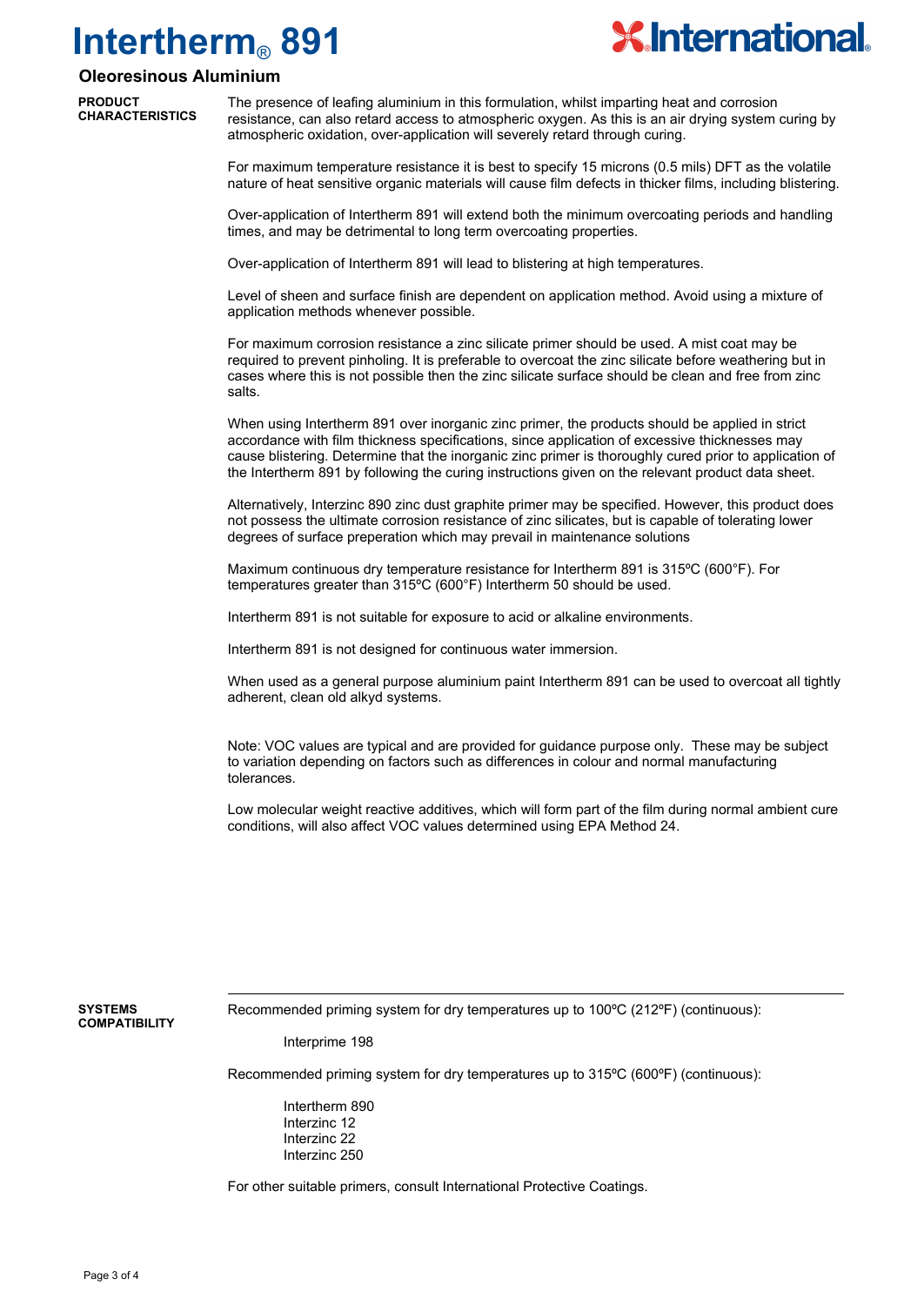# Intertherm® 891

## Oleoresinous Aluminium

**PRODUCT CHARACTERISTICS**

The presence of leafing aluminium in this formulation, whilst imparting heat and corrosion resistance, can also retard access to atmospheric oxygen. As this is an air drying system curing by atmospheric oxidation, over-application will severely retard through curing.

For maximum temperature resistance it is best to specify 15 microns (0.5 mils) DFT as the volatile nature of heat sensitive organic materials will cause film defects in thicker films, including blistering.

Over-application of Intertherm 891 will extend both the minimum overcoating periods and handling times, and may be detrimental to long term overcoating properties.

Over-application of Intertherm 891 will lead to blistering at high temperatures.

Level of sheen and surface finish are dependent on application method. Avoid using a mixture of application methods whenever possible.

For maximum corrosion resistance a zinc silicate primer should be used. A mist coat may be required to prevent pinholing. It is preferable to overcoat the zinc silicate before weathering but in cases where this is not possible then the zinc silicate surface should be clean and free from zinc salts.

When using Intertherm 891 over inorganic zinc primer, the products should be applied in strict accordance with film thickness specifications, since application of excessive thicknesses may cause blistering. Determine that the inorganic zinc primer is thoroughly cured prior to application of the Intertherm 891 by following the curing instructions given on the relevant product data sheet.

Alternatively, Interzinc 890 zinc dust graphite primer may be specified. However, this product does not possess the ultimate corrosion resistance of zinc silicates, but is capable of tolerating lower degrees of surface preperation which may prevail in maintenance solutions

Maximum continuous dry temperature resistance for Intertherm 891 is 315ºC (600°F). For temperatures greater than 315ºC (600°F) Intertherm 50 should be used.

Intertherm 891 is not suitable for exposure to acid or alkaline environments.

Intertherm 891 is not designed for continuous water immersion.

When used as a general purpose aluminium paint Intertherm 891 can be used to overcoat all tightly adherent, clean old alkyd systems.

Note: VOC values are typical and are provided for guidance purpose only. These may be subject to variation depending on factors such as differences in colour and normal manufacturing tolerances.

Low molecular weight reactive additives, which will form part of the film during normal ambient cure conditions, will also affect VOC values determined using EPA Method 24.

---

**SYSTEMS COMPATIBILITY**

Recommended priming system for dry temperatures up to 100ºC (212ºF) (continuous):

- Interprime 198

Recommended priming system for dry temperatures up to 315ºC (600ºF) (continuous):

- Intertherm 890
- Interzinc 12
- Interzinc 22
- Interzinc 250

For other suitable primers, consult International Protective Coatings.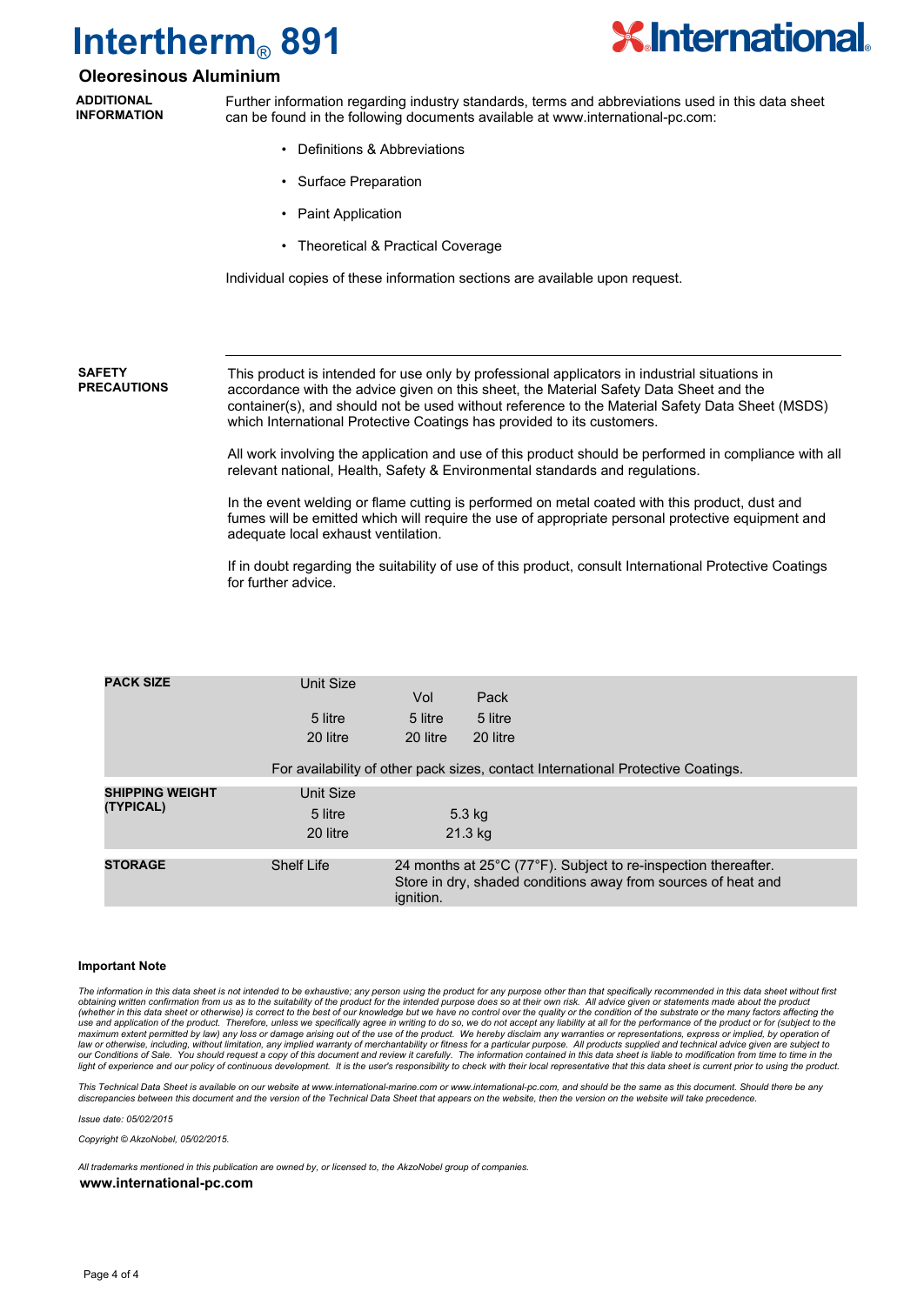# Intertherm® 891

## Oleoresinous Aluminium

**ADDITIONAL INFORMATION**

Further information regarding industry standards, terms and abbreviations used in this data sheet can be found in the following documents available at www.international-pc.com:

- Definitions & Abbreviations
- Surface Preparation
- Paint Application
- Theoretical & Practical Coverage

Individual copies of these information sections are available upon request.

**SAFETY PRECAUTIONS**

This product is intended for use only by professional applicators in industrial situations in accordance with the advice given on this sheet, the Material Safety Data Sheet and the container(s), and should not be used without reference to the Material Safety Data Sheet (MSDS) which International Protective Coatings has provided to its customers.

All work involving the application and use of this product should be performed in compliance with all relevant national, Health, Safety & Environmental standards and regulations.

In the event welding or flame cutting is performed on metal coated with this product, dust and fumes will be emitted which will require the use of appropriate personal protective equipment and adequate local exhaust ventilation.

If in doubt regarding the suitability of use of this product, consult International Protective Coatings for further advice.

**PACK SIZE**

| Unit Size | Vol | Pack |
|---|---|---|
| 5 litre | 5 litre | 5 litre |
| 20 litre | 20 litre | 20 litre |

For availability of other pack sizes, contact International Protective Coatings.

**SHIPPING WEIGHT (TYPICAL)**

| Unit Size | |
|---|---|
| 5 litre | 5.3 kg |
| 20 litre | 21.3 kg |

**STORAGE**

| | |
|---|---|
| Shelf Life | 24 months at 25°C (77°F). Subject to re-inspection thereafter. Store in dry, shaded conditions away from sources of heat and ignition. |

**Important Note**

*The information in this data sheet is not intended to be exhaustive; any person using the product for any purpose other than that specifically recommended in this data sheet without first obtaining written confirmation from us as to the suitability of the product for the intended purpose does so at their own risk. All advice given or statements made about the product (whether in this data sheet or otherwise) is correct to the best of our knowledge but we have no control over the quality or the condition of the substrate or the many factors affecting the use and application of the product. Therefore, unless we specifically agree in writing to do so, we do not accept any liability at all for the performance of the product or for (subject to the maximum extent permitted by law) any loss or damage arising out of the use of the product. We hereby disclaim any warranties or representations, express or implied, by operation of law or otherwise, including, without limitation, any implied warranty of merchantability or fitness for a particular purpose. All products supplied and technical advice given are subject to our Conditions of Sale. You should request a copy of this document and review it carefully. The information contained in this data sheet is liable to modification from time to time in the light of experience and our policy of continuous development. It is the user's responsibility to check with their local representative that this data sheet is current prior to using the product.*

*This Technical Data Sheet is available on our website at www.international-marine.com or www.international-pc.com, and should be the same as this document. Should there be any discrepancies between this document and the version of the Technical Data Sheet that appears on the website, then the version on the website will take precedence.*

*Issue date: 05/02/2015*

*Copyright © AkzoNobel, 05/02/2015.*

*All trademarks mentioned in this publication are owned by, or licensed to, the AkzoNobel group of companies.*

**www.international-pc.com**